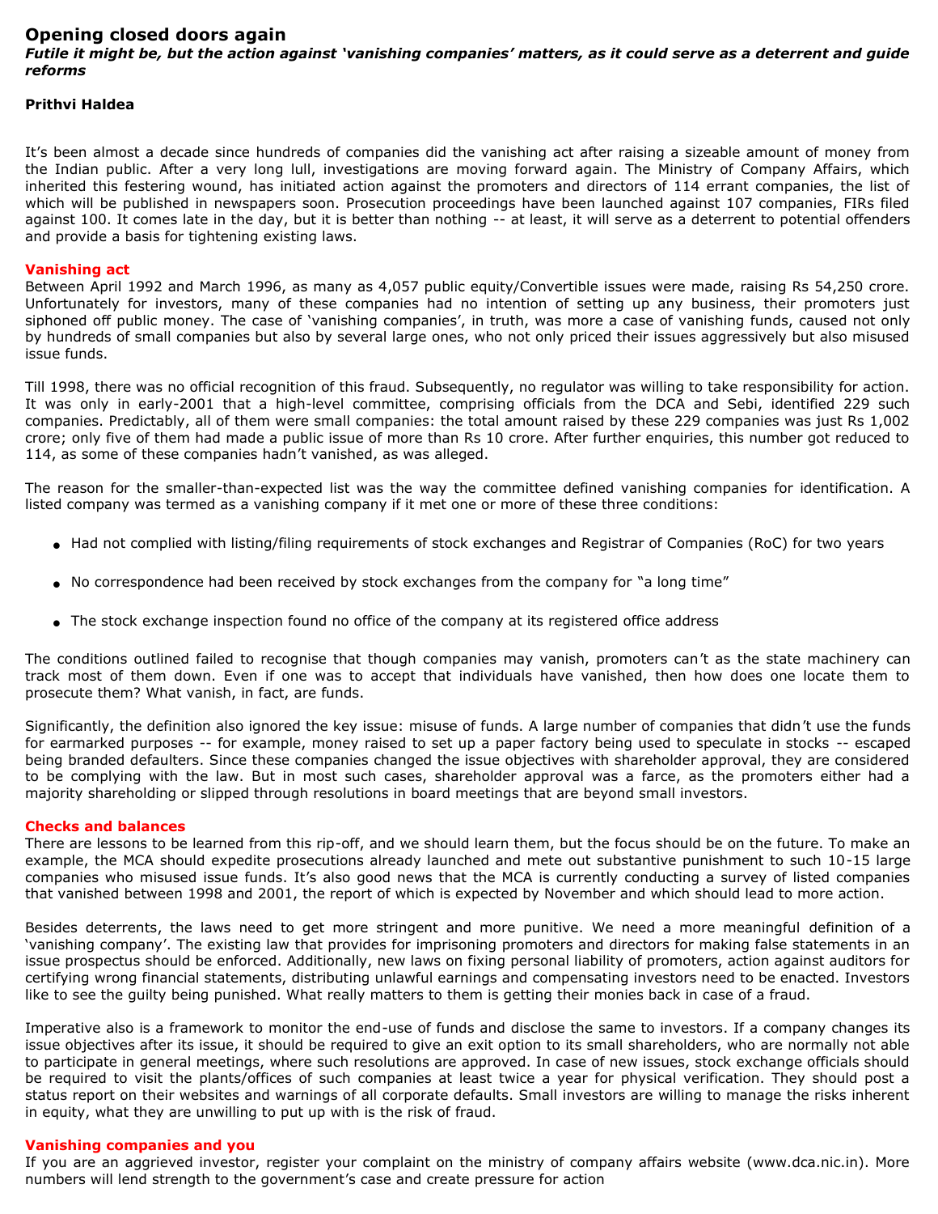# Opening closed doors again

***Futile it might be, but the action against 'vanishing companies' matters, as it could serve as a deterrent and guide reforms***

**Prithvi Haldea**

It's been almost a decade since hundreds of companies did the vanishing act after raising a sizeable amount of money from the Indian public. After a very long lull, investigations are moving forward again. The Ministry of Company Affairs, which inherited this festering wound, has initiated action against the promoters and directors of 114 errant companies, the list of which will be published in newspapers soon. Prosecution proceedings have been launched against 107 companies, FIRs filed against 100. It comes late in the day, but it is better than nothing -- at least, it will serve as a deterrent to potential offenders and provide a basis for tightening existing laws.

## Vanishing act

Between April 1992 and March 1996, as many as 4,057 public equity/Convertible issues were made, raising Rs 54,250 crore. Unfortunately for investors, many of these companies had no intention of setting up any business, their promoters just siphoned off public money. The case of 'vanishing companies', in truth, was more a case of vanishing funds, caused not only by hundreds of small companies but also by several large ones, who not only priced their issues aggressively but also misused issue funds.

Till 1998, there was no official recognition of this fraud. Subsequently, no regulator was willing to take responsibility for action. It was only in early-2001 that a high-level committee, comprising officials from the DCA and Sebi, identified 229 such companies. Predictably, all of them were small companies: the total amount raised by these 229 companies was just Rs 1,002 crore; only five of them had made a public issue of more than Rs 10 crore. After further enquiries, this number got reduced to 114, as some of these companies hadn't vanished, as was alleged.

The reason for the smaller-than-expected list was the way the committee defined vanishing companies for identification. A listed company was termed as a vanishing company if it met one or more of these three conditions:

- Had not complied with listing/filing requirements of stock exchanges and Registrar of Companies (RoC) for two years
- No correspondence had been received by stock exchanges from the company for "a long time"
- The stock exchange inspection found no office of the company at its registered office address

The conditions outlined failed to recognise that though companies may vanish, promoters can't as the state machinery can track most of them down. Even if one was to accept that individuals have vanished, then how does one locate them to prosecute them? What vanish, in fact, are funds.

Significantly, the definition also ignored the key issue: misuse of funds. A large number of companies that didn't use the funds for earmarked purposes -- for example, money raised to set up a paper factory being used to speculate in stocks -- escaped being branded defaulters. Since these companies changed the issue objectives with shareholder approval, they are considered to be complying with the law. But in most such cases, shareholder approval was a farce, as the promoters either had a majority shareholding or slipped through resolutions in board meetings that are beyond small investors.

## Checks and balances

There are lessons to be learned from this rip-off, and we should learn them, but the focus should be on the future. To make an example, the MCA should expedite prosecutions already launched and mete out substantive punishment to such 10-15 large companies who misused issue funds. It's also good news that the MCA is currently conducting a survey of listed companies that vanished between 1998 and 2001, the report of which is expected by November and which should lead to more action.

Besides deterrents, the laws need to get more stringent and more punitive. We need a more meaningful definition of a 'vanishing company'. The existing law that provides for imprisoning promoters and directors for making false statements in an issue prospectus should be enforced. Additionally, new laws on fixing personal liability of promoters, action against auditors for certifying wrong financial statements, distributing unlawful earnings and compensating investors need to be enacted. Investors like to see the guilty being punished. What really matters to them is getting their monies back in case of a fraud.

Imperative also is a framework to monitor the end-use of funds and disclose the same to investors. If a company changes its issue objectives after its issue, it should be required to give an exit option to its small shareholders, who are normally not able to participate in general meetings, where such resolutions are approved. In case of new issues, stock exchange officials should be required to visit the plants/offices of such companies at least twice a year for physical verification. They should post a status report on their websites and warnings of all corporate defaults. Small investors are willing to manage the risks inherent in equity, what they are unwilling to put up with is the risk of fraud.

## Vanishing companies and you

If you are an aggrieved investor, register your complaint on the ministry of company affairs website (www.dca.nic.in). More numbers will lend strength to the government's case and create pressure for action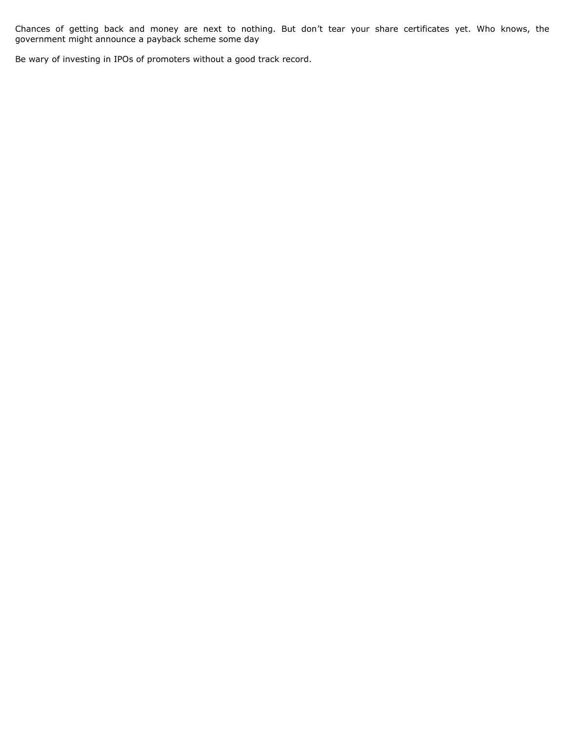Chances of getting back and money are next to nothing. But don't tear your share certificates yet. Who knows, the government might announce a payback scheme some day

Be wary of investing in IPOs of promoters without a good track record.